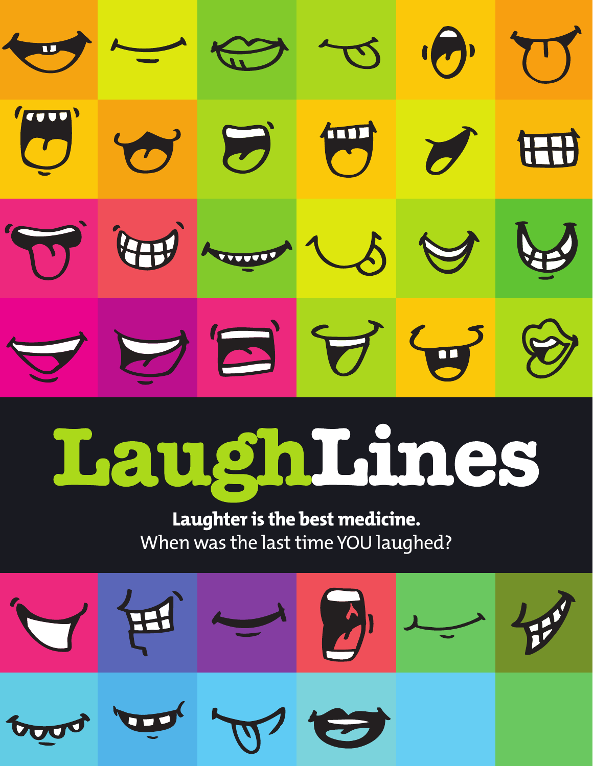# LaughLines

**Laughter is the best medicine.**

When was the last time YOU laughed?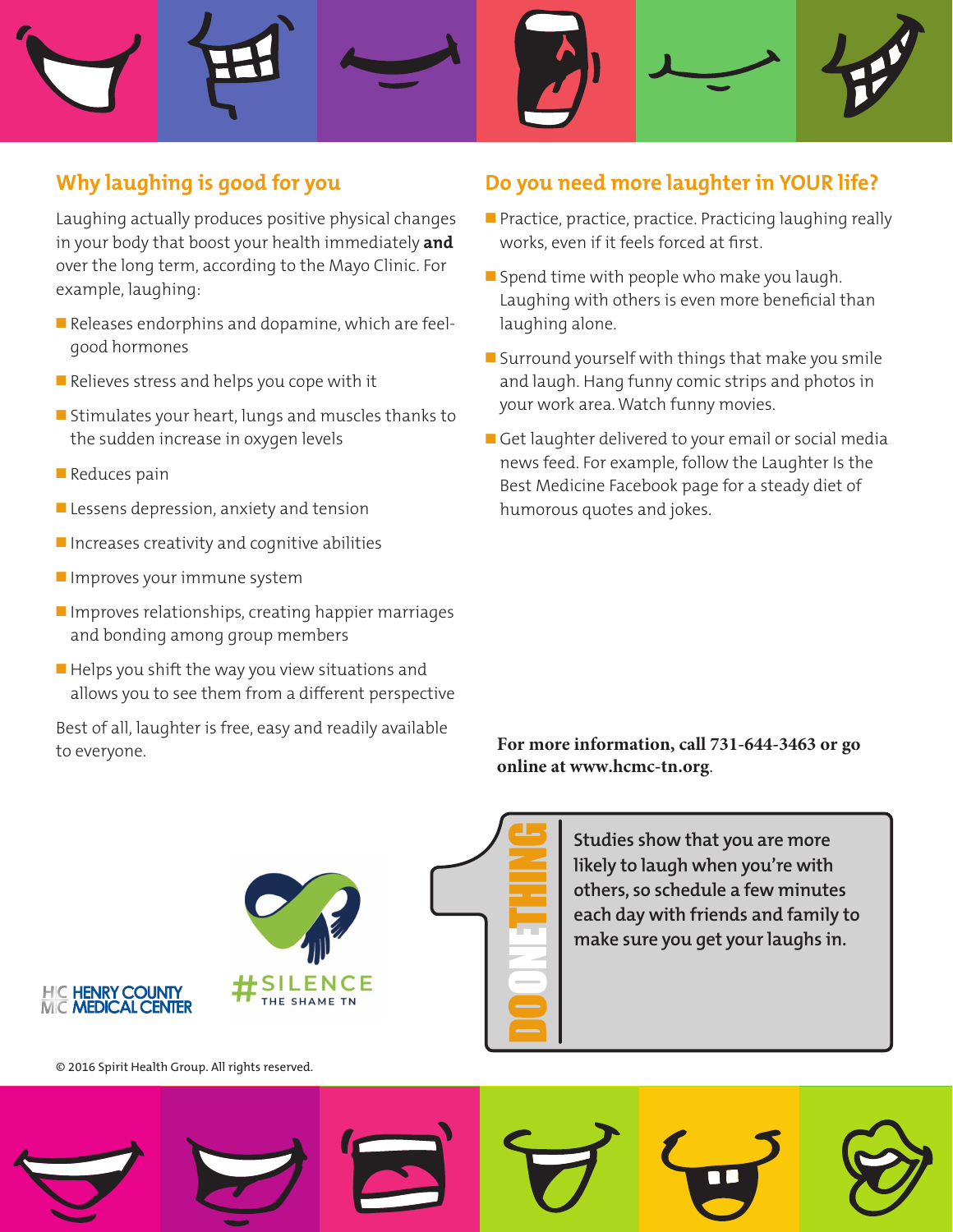## Why laughing is good for you

Laughing actually produces positive physical changes in your body that boost your health immediately **and** over the long term, according to the Mayo Clinic. For example, laughing:

- Releases endorphins and dopamine, which are feel-good hormones
- Relieves stress and helps you cope with it
- Stimulates your heart, lungs and muscles thanks to the sudden increase in oxygen levels
- Reduces pain
- Lessens depression, anxiety and tension
- Increases creativity and cognitive abilities
- Improves your immune system
- Improves relationships, creating happier marriages and bonding among group members
- Helps you shift the way you view situations and allows you to see them from a different perspective

Best of all, laughter is free, easy and readily available to everyone.

## Do you need more laughter in YOUR life?

- Practice, practice, practice. Practicing laughing really works, even if it feels forced at first.
- Spend time with people who make you laugh. Laughing with others is even more beneficial than laughing alone.
- Surround yourself with things that make you smile and laugh. Hang funny comic strips and photos in your work area. Watch funny movies.
- Get laughter delivered to your email or social media news feed. For example, follow the Laughter Is the Best Medicine Facebook page for a steady diet of humorous quotes and jokes.

**For more information, call 731-644-3463 or go online at www.hcmc-tn.org.**

HENRY COUNTY MEDICAL CENTER

#SILENCE THE SHAME TN

DO ONE THING

**Studies show that you are more likely to laugh when you're with others, so schedule a few minutes each day with friends and family to make sure you get your laughs in.**

© 2016 Spirit Health Group. All rights reserved.